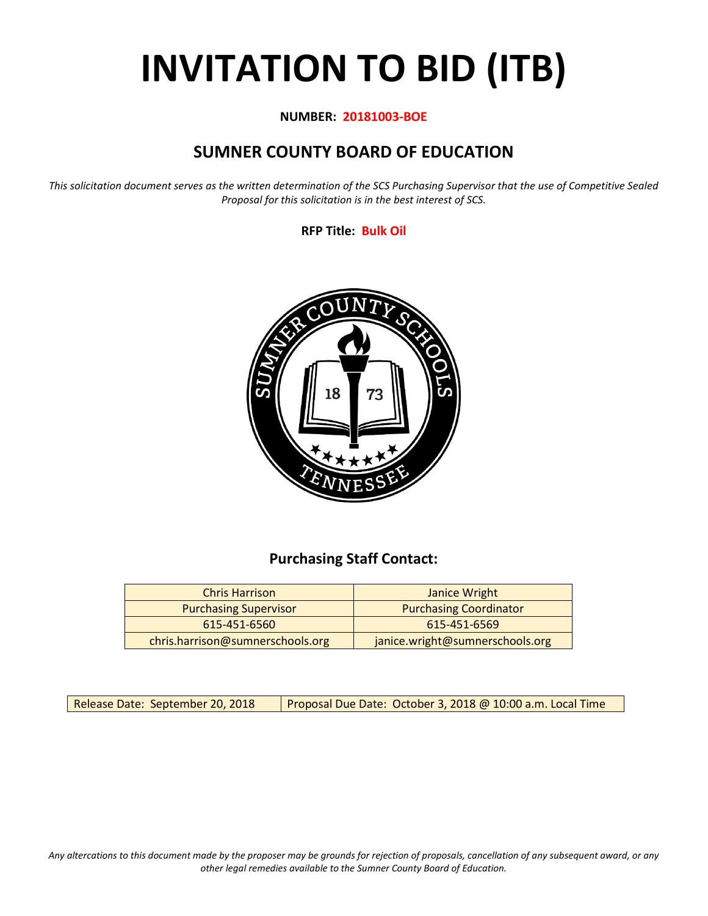# INVITATION TO BID (ITB)

**NUMBER: 20181003-BOE**

## SUMNER COUNTY BOARD OF EDUCATION

*This solicitation document serves as the written determination of the SCS Purchasing Supervisor that the use of Competitive Sealed Proposal for this solicitation is in the best interest of SCS.*

**RFP Title: Bulk Oil**

### Purchasing Staff Contact:

| Chris Harrison | Janice Wright |
|---|---|
| Purchasing Supervisor | Purchasing Coordinator |
| 615-451-6560 | 615-451-6569 |
| chris.harrison@sumnerschools.org | janice.wright@sumnerschools.org |

| Release Date: September 20, 2018 | Proposal Due Date: October 3, 2018 @ 10:00 a.m. Local Time |
|---|---|

*Any altercations to this document made by the proposer may be grounds for rejection of proposals, cancellation of any subsequent award, or any other legal remedies available to the Sumner County Board of Education.*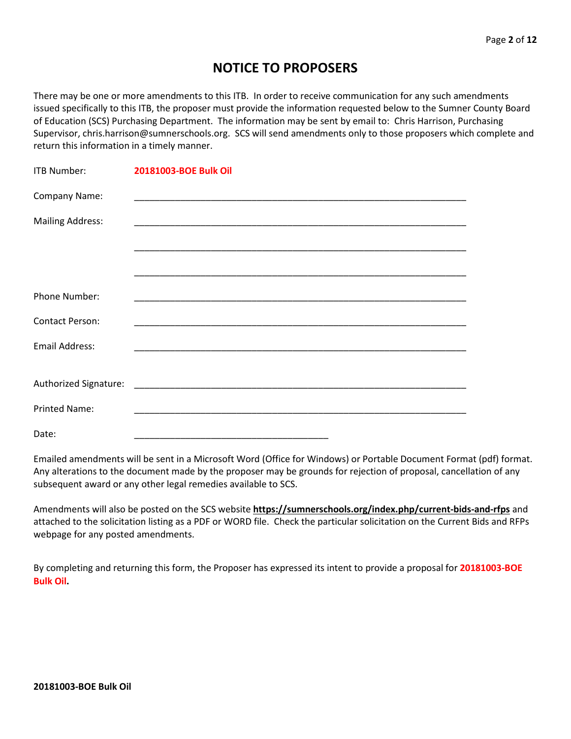# NOTICE TO PROPOSERS

There may be one or more amendments to this ITB. In order to receive communication for any such amendments issued specifically to this ITB, the proposer must provide the information requested below to the Sumner County Board of Education (SCS) Purchasing Department. The information may be sent by email to: Chris Harrison, Purchasing Supervisor, chris.harrison@sumnerschools.org. SCS will send amendments only to those proposers which complete and return this information in a timely manner.

ITB Number: **20181003-BOE Bulk Oil**

Company Name: ___________________________________________________________________

Mailing Address: ___________________________________________________________________

___________________________________________________________________

___________________________________________________________________

Phone Number: ___________________________________________________________________

Contact Person: ___________________________________________________________________

Email Address: ___________________________________________________________________

Authorized Signature: ___________________________________________________________________

Printed Name: ___________________________________________________________________

Date: ______________________________________

Emailed amendments will be sent in a Microsoft Word (Office for Windows) or Portable Document Format (pdf) format. Any alterations to the document made by the proposer may be grounds for rejection of proposal, cancellation of any subsequent award or any other legal remedies available to SCS.

Amendments will also be posted on the SCS website **https://sumnerschools.org/index.php/current-bids-and-rfps** and attached to the solicitation listing as a PDF or WORD file. Check the particular solicitation on the Current Bids and RFPs webpage for any posted amendments.

By completing and returning this form, the Proposer has expressed its intent to provide a proposal for **20181003-BOE Bulk Oil.**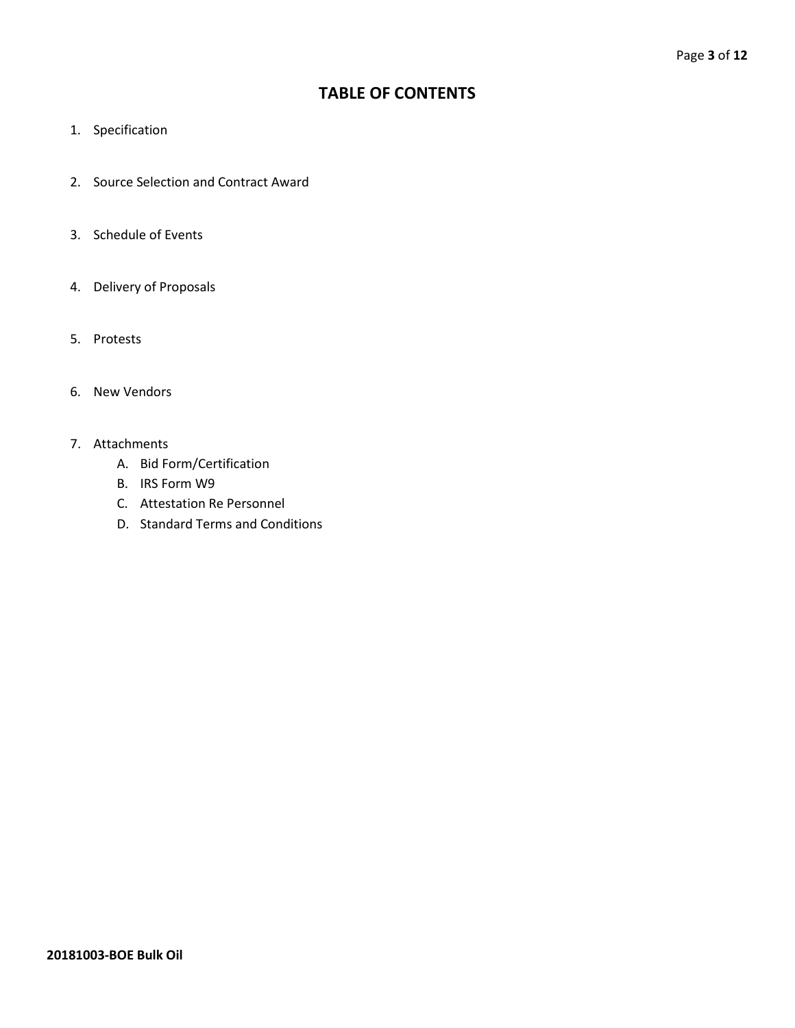# TABLE OF CONTENTS

1. Specification

2. Source Selection and Contract Award

3. Schedule of Events

4. Delivery of Proposals

5. Protests

6. New Vendors

7. Attachments
    A. Bid Form/Certification
    B. IRS Form W9
    C. Attestation Re Personnel
    D. Standard Terms and Conditions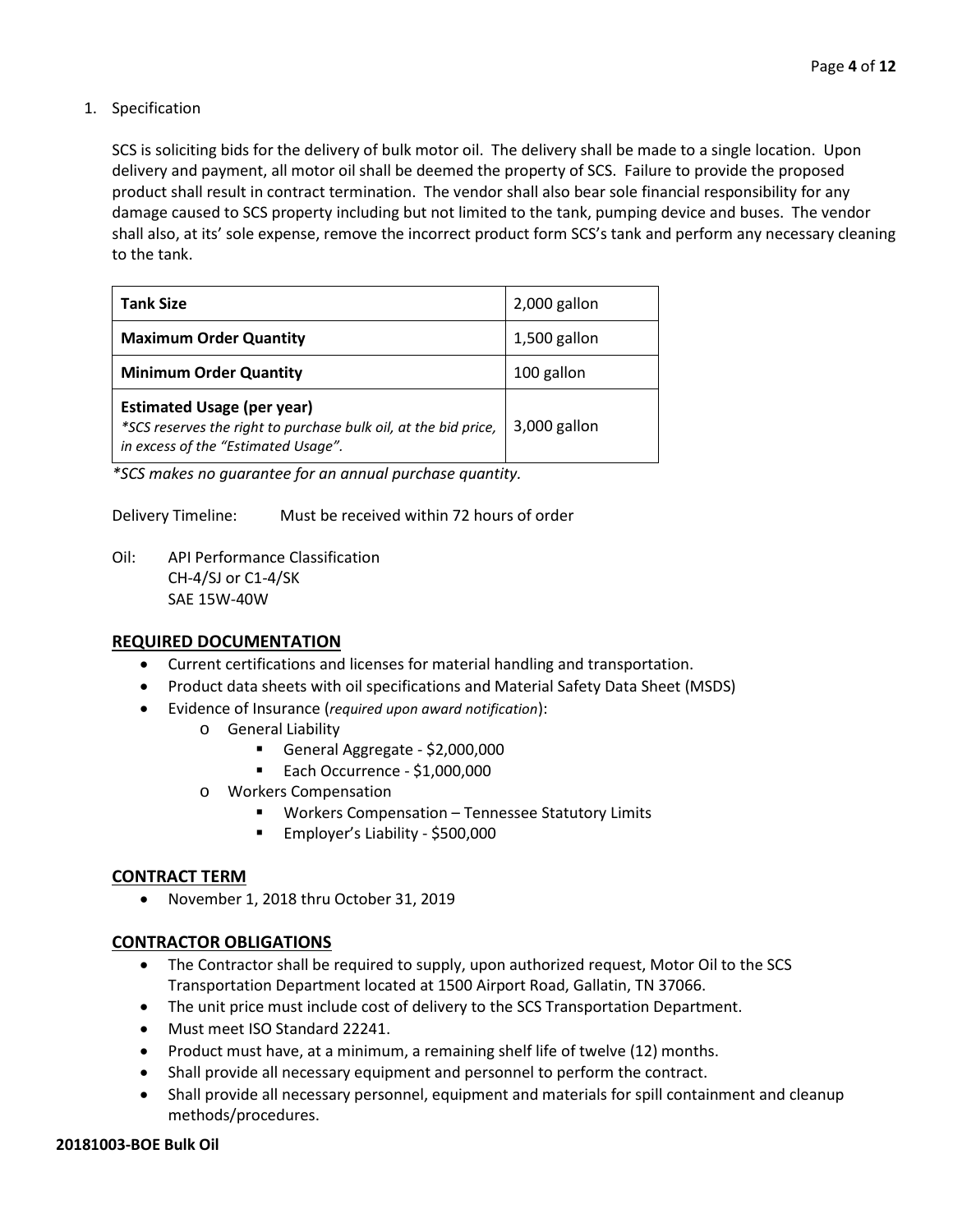1. Specification

SCS is soliciting bids for the delivery of bulk motor oil. The delivery shall be made to a single location. Upon delivery and payment, all motor oil shall be deemed the property of SCS. Failure to provide the proposed product shall result in contract termination. The vendor shall also bear sole financial responsibility for any damage caused to SCS property including but not limited to the tank, pumping device and buses. The vendor shall also, at its' sole expense, remove the incorrect product form SCS's tank and perform any necessary cleaning to the tank.

| **Tank Size** | 2,000 gallon |
|---|---|
| **Maximum Order Quantity** | 1,500 gallon |
| **Minimum Order Quantity** | 100 gallon |
| **Estimated Usage (per year)** *\*SCS reserves the right to purchase bulk oil, at the bid price, in excess of the "Estimated Usage".* | 3,000 gallon |

*\*SCS makes no guarantee for an annual purchase quantity.*

Delivery Timeline: Must be received within 72 hours of order

Oil: API Performance Classification
CH-4/SJ or C1-4/SK
SAE 15W-40W

## REQUIRED DOCUMENTATION

- Current certifications and licenses for material handling and transportation.
- Product data sheets with oil specifications and Material Safety Data Sheet (MSDS)
- Evidence of Insurance (*required upon award notification*):
  - General Liability
    - General Aggregate - $2,000,000
    - Each Occurrence - $1,000,000
  - Workers Compensation
    - Workers Compensation – Tennessee Statutory Limits
    - Employer's Liability - $500,000

## CONTRACT TERM

- November 1, 2018 thru October 31, 2019

## CONTRACTOR OBLIGATIONS

- The Contractor shall be required to supply, upon authorized request, Motor Oil to the SCS Transportation Department located at 1500 Airport Road, Gallatin, TN 37066.
- The unit price must include cost of delivery to the SCS Transportation Department.
- Must meet ISO Standard 22241.
- Product must have, at a minimum, a remaining shelf life of twelve (12) months.
- Shall provide all necessary equipment and personnel to perform the contract.
- Shall provide all necessary personnel, equipment and materials for spill containment and cleanup methods/procedures.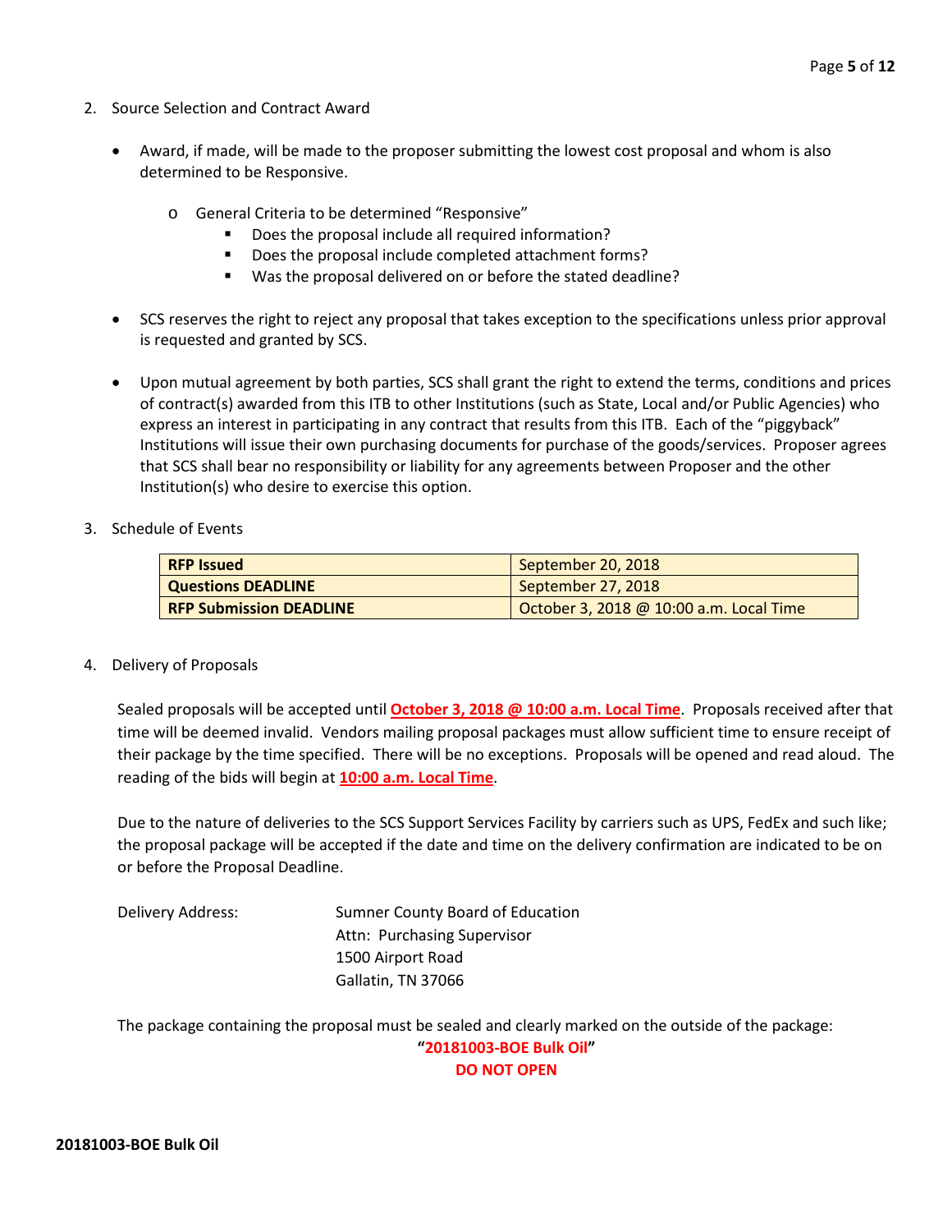2. Source Selection and Contract Award

   - Award, if made, will be made to the proposer submitting the lowest cost proposal and whom is also determined to be Responsive.

     - General Criteria to be determined "Responsive"
       - Does the proposal include all required information?
       - Does the proposal include completed attachment forms?
       - Was the proposal delivered on or before the stated deadline?

   - SCS reserves the right to reject any proposal that takes exception to the specifications unless prior approval is requested and granted by SCS.

   - Upon mutual agreement by both parties, SCS shall grant the right to extend the terms, conditions and prices of contract(s) awarded from this ITB to other Institutions (such as State, Local and/or Public Agencies) who express an interest in participating in any contract that results from this ITB. Each of the "piggyback" Institutions will issue their own purchasing documents for purchase of the goods/services. Proposer agrees that SCS shall bear no responsibility or liability for any agreements between Proposer and the other Institution(s) who desire to exercise this option.

3. Schedule of Events

| **RFP Issued** | September 20, 2018 |
|---|---|
| **Questions DEADLINE** | September 27, 2018 |
| **RFP Submission DEADLINE** | October 3, 2018 @ 10:00 a.m. Local Time |

4. Delivery of Proposals

   Sealed proposals will be accepted until **October 3, 2018 @ 10:00 a.m. Local Time**. Proposals received after that time will be deemed invalid. Vendors mailing proposal packages must allow sufficient time to ensure receipt of their package by the time specified. There will be no exceptions. Proposals will be opened and read aloud. The reading of the bids will begin at **10:00 a.m. Local Time**.

   Due to the nature of deliveries to the SCS Support Services Facility by carriers such as UPS, FedEx and such like; the proposal package will be accepted if the date and time on the delivery confirmation are indicated to be on or before the Proposal Deadline.

   Delivery Address:

   Sumner County Board of Education
   Attn: Purchasing Supervisor
   1500 Airport Road
   Gallatin, TN 37066

   The package containing the proposal must be sealed and clearly marked on the outside of the package:

   **"20181003-BOE Bulk Oil"**
   **DO NOT OPEN**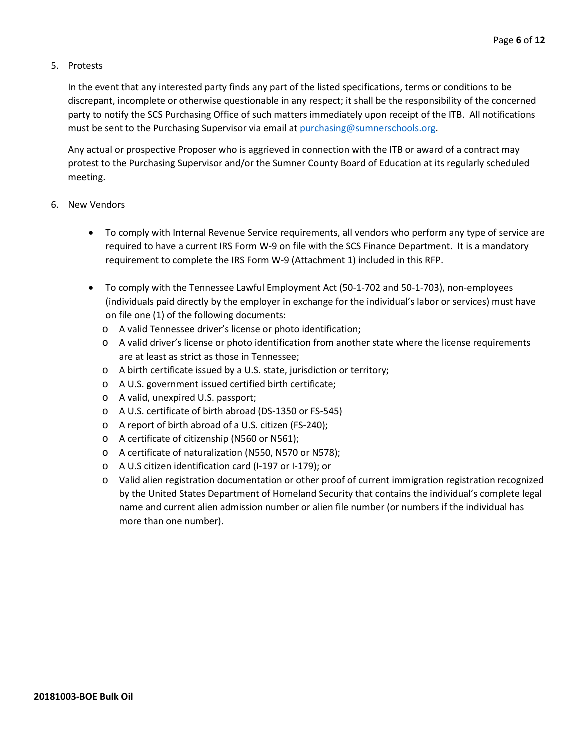5. Protests

   In the event that any interested party finds any part of the listed specifications, terms or conditions to be discrepant, incomplete or otherwise questionable in any respect; it shall be the responsibility of the concerned party to notify the SCS Purchasing Office of such matters immediately upon receipt of the ITB. All notifications must be sent to the Purchasing Supervisor via email at [purchasing@sumnerschools.org](mailto:purchasing@sumnerschools.org).

   Any actual or prospective Proposer who is aggrieved in connection with the ITB or award of a contract may protest to the Purchasing Supervisor and/or the Sumner County Board of Education at its regularly scheduled meeting.

6. New Vendors

   - To comply with Internal Revenue Service requirements, all vendors who perform any type of service are required to have a current IRS Form W-9 on file with the SCS Finance Department. It is a mandatory requirement to complete the IRS Form W-9 (Attachment 1) included in this RFP.

   - To comply with the Tennessee Lawful Employment Act (50-1-702 and 50-1-703), non-employees (individuals paid directly by the employer in exchange for the individual's labor or services) must have on file one (1) of the following documents:
     - A valid Tennessee driver's license or photo identification;
     - A valid driver's license or photo identification from another state where the license requirements are at least as strict as those in Tennessee;
     - A birth certificate issued by a U.S. state, jurisdiction or territory;
     - A U.S. government issued certified birth certificate;
     - A valid, unexpired U.S. passport;
     - A U.S. certificate of birth abroad (DS-1350 or FS-545)
     - A report of birth abroad of a U.S. citizen (FS-240);
     - A certificate of citizenship (N560 or N561);
     - A certificate of naturalization (N550, N570 or N578);
     - A U.S citizen identification card (I-197 or I-179); or
     - Valid alien registration documentation or other proof of current immigration registration recognized by the United States Department of Homeland Security that contains the individual's complete legal name and current alien admission number or alien file number (or numbers if the individual has more than one number).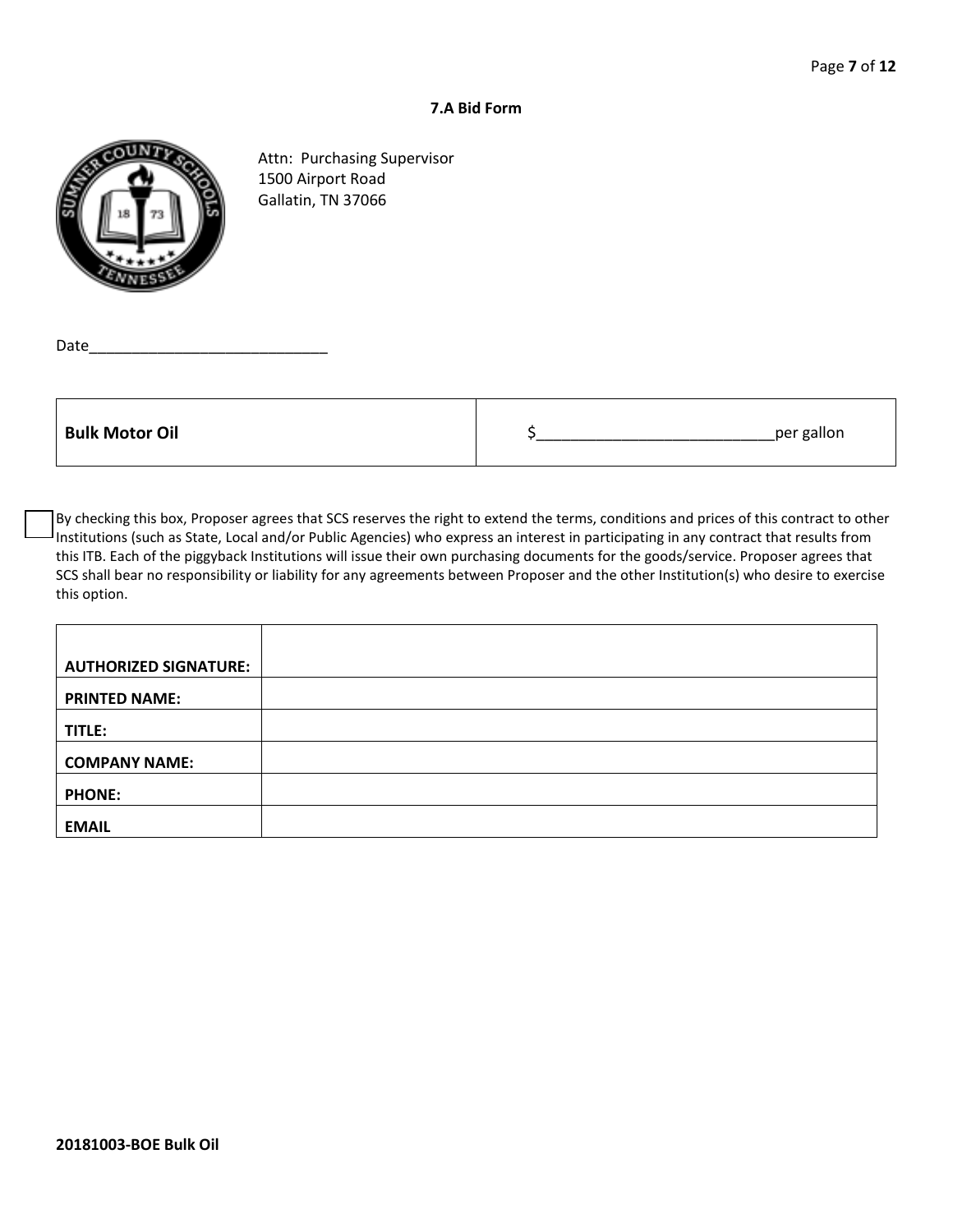### 7.A Bid Form

Attn: Purchasing Supervisor
1500 Airport Road
Gallatin, TN 37066

Date____________________________

| **Bulk Motor Oil** | $____________________________per gallon |
|---|---|

☐ By checking this box, Proposer agrees that SCS reserves the right to extend the terms, conditions and prices of this contract to other Institutions (such as State, Local and/or Public Agencies) who express an interest in participating in any contract that results from this ITB. Each of the piggyback Institutions will issue their own purchasing documents for the goods/service. Proposer agrees that SCS shall bear no responsibility or liability for any agreements between Proposer and the other Institution(s) who desire to exercise this option.

| | |
|---|---|
| **AUTHORIZED SIGNATURE:** | |
| **PRINTED NAME:** | |
| **TITLE:** | |
| **COMPANY NAME:** | |
| **PHONE:** | |
| **EMAIL** | |

**20181003-BOE Bulk Oil**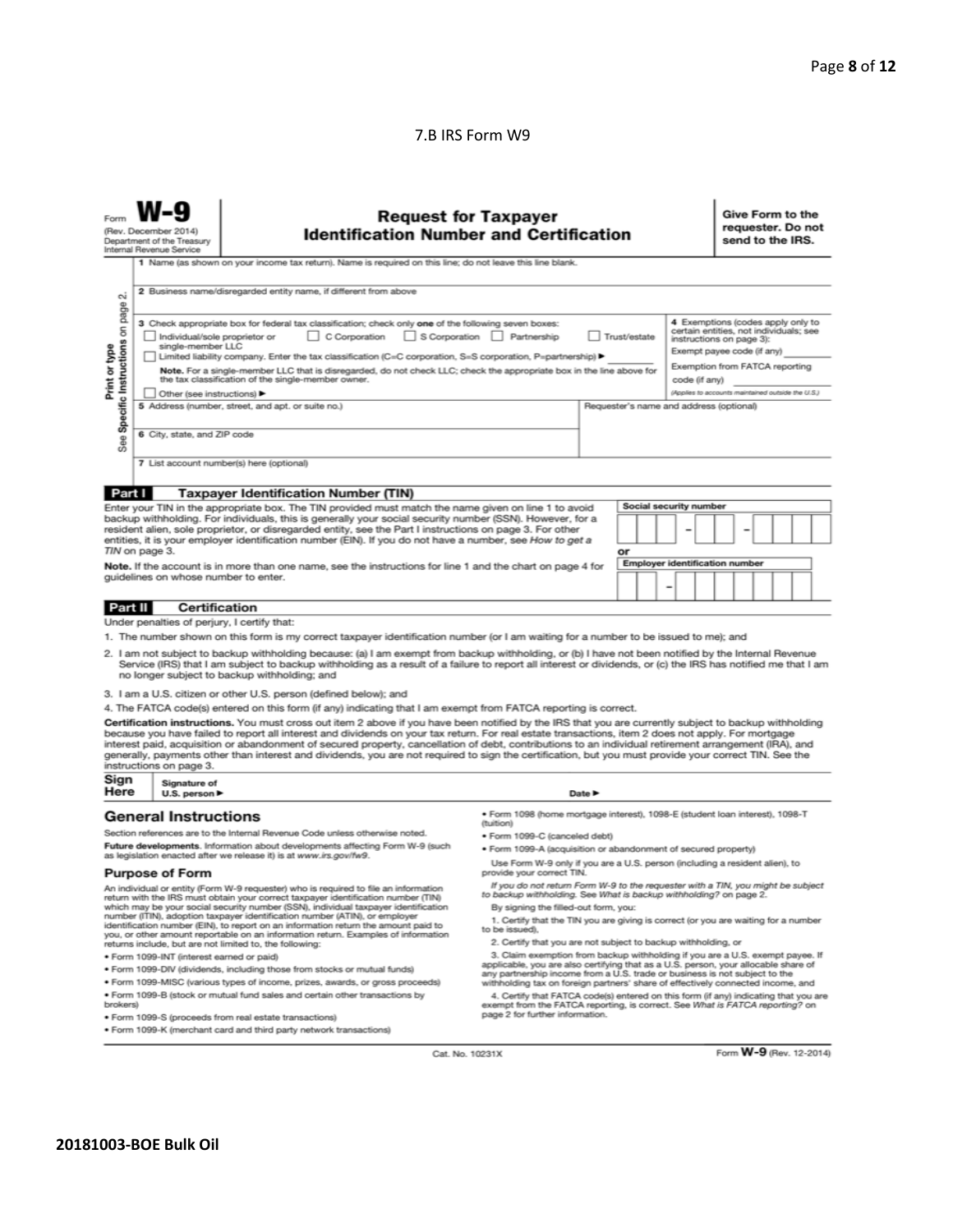7.B IRS Form W9

Form **W-9**
(Rev. December 2014)
Department of the Treasury
Internal Revenue Service

# Request for Taxpayer Identification Number and Certification

**Give Form to the requester. Do not send to the IRS.**

Print or type — See **Specific Instructions** on page 2.

1 Name (as shown on your income tax return). Name is required on this line; do not leave this line blank.

2 Business name/disregarded entity name, if different from above

3 Check appropriate box for federal tax classification; check only **one** of the following seven boxes:
☐ Individual/sole proprietor or single-member LLC ☐ C Corporation ☐ S Corporation ☐ Partnership ☐ Trust/estate
☐ Limited liability company. Enter the tax classification (C=C corporation, S=S corporation, P=partnership) ▶ ________
**Note.** For a single-member LLC that is disregarded, do not check LLC; check the appropriate box in the line above for the tax classification of the single-member owner.
☐ Other (see instructions) ▶

4 Exemptions (codes apply only to certain entities, not individuals; see instructions on page 3):
Exempt payee code (if any) ________
Exemption from FATCA reporting code (if any) ________
*(Applies to accounts maintained outside the U.S.)*

5 Address (number, street, and apt. or suite no.)

Requester's name and address (optional)

6 City, state, and ZIP code

7 List account number(s) here (optional)

## Part I Taxpayer Identification Number (TIN)

Enter your TIN in the appropriate box. The TIN provided must match the name given on line 1 to avoid backup withholding. For individuals, this is generally your social security number (SSN). However, for a resident alien, sole proprietor, or disregarded entity, see the Part I instructions on page 3. For other entities, it is your employer identification number (EIN). If you do not have a number, see *How to get a TIN* on page 3.

**Note.** If the account is in more than one name, see the instructions for line 1 and the chart on page 4 for guidelines on whose number to enter.

Social security number
☐☐☐ – ☐☐ – ☐☐☐☐

or

Employer identification number
☐☐ – ☐☐☐☐☐☐☐

## Part II Certification

Under penalties of perjury, I certify that:

1. The number shown on this form is my correct taxpayer identification number (or I am waiting for a number to be issued to me); and
2. I am not subject to backup withholding because: (a) I am exempt from backup withholding, or (b) I have not been notified by the Internal Revenue Service (IRS) that I am subject to backup withholding as a result of a failure to report all interest or dividends, or (c) the IRS has notified me that I am no longer subject to backup withholding; and
3. I am a U.S. citizen or other U.S. person (defined below); and
4. The FATCA code(s) entered on this form (if any) indicating that I am exempt from FATCA reporting is correct.

**Certification instructions.** You must cross out item 2 above if you have been notified by the IRS that you are currently subject to backup withholding because you have failed to report all interest and dividends on your tax return. For real estate transactions, item 2 does not apply. For mortgage interest paid, acquisition or abandonment of secured property, cancellation of debt, contributions to an individual retirement arrangement (IRA), and generally, payments other than interest and dividends, you are not required to sign the certification, but you must provide your correct TIN. See the instructions on page 3.

**Sign Here** Signature of U.S. person ▶ Date ▶

## General Instructions

Section references are to the Internal Revenue Code unless otherwise noted.

**Future developments.** Information about developments affecting Form W-9 (such as legislation enacted after we release it) is at *www.irs.gov/fw9*.

### Purpose of Form

An individual or entity (Form W-9 requester) who is required to file an information return with the IRS must obtain your correct taxpayer identification number (TIN) which may be your social security number (SSN), individual taxpayer identification number (ITIN), adoption taxpayer identification number (ATIN), or employer identification number (EIN), to report on an information return the amount paid to you, or other amount reportable on an information return. Examples of information returns include, but are not limited to, the following:

- Form 1099-INT (interest earned or paid)
- Form 1099-DIV (dividends, including those from stocks or mutual funds)
- Form 1099-MISC (various types of income, prizes, awards, or gross proceeds)
- Form 1099-B (stock or mutual fund sales and certain other transactions by brokers)
- Form 1099-S (proceeds from real estate transactions)
- Form 1099-K (merchant card and third party network transactions)
- Form 1098 (home mortgage interest), 1098-E (student loan interest), 1098-T (tuition)
- Form 1099-C (canceled debt)
- Form 1099-A (acquisition or abandonment of secured property)

Use Form W-9 only if you are a U.S. person (including a resident alien), to provide your correct TIN.

*If you do not return Form W-9 to the requester with a TIN, you might be subject to backup withholding. See What is backup withholding? on page 2.*

By signing the filled-out form, you:

1. Certify that the TIN you are giving is correct (or you are waiting for a number to be issued),
2. Certify that you are not subject to backup withholding, or
3. Claim exemption from backup withholding if you are a U.S. exempt payee. If applicable, you are also certifying that as a U.S. person, your allocable share of any partnership income from a U.S. trade or business is not subject to the withholding tax on foreign partners' share of effectively connected income, and
4. Certify that FATCA code(s) entered on this form (if any) indicating that you are exempt from the FATCA reporting, is correct. See *What is FATCA reporting?* on page 2 for further information.

Cat. No. 10231X Form **W-9** (Rev. 12-2014)

**20181003-BOE Bulk Oil**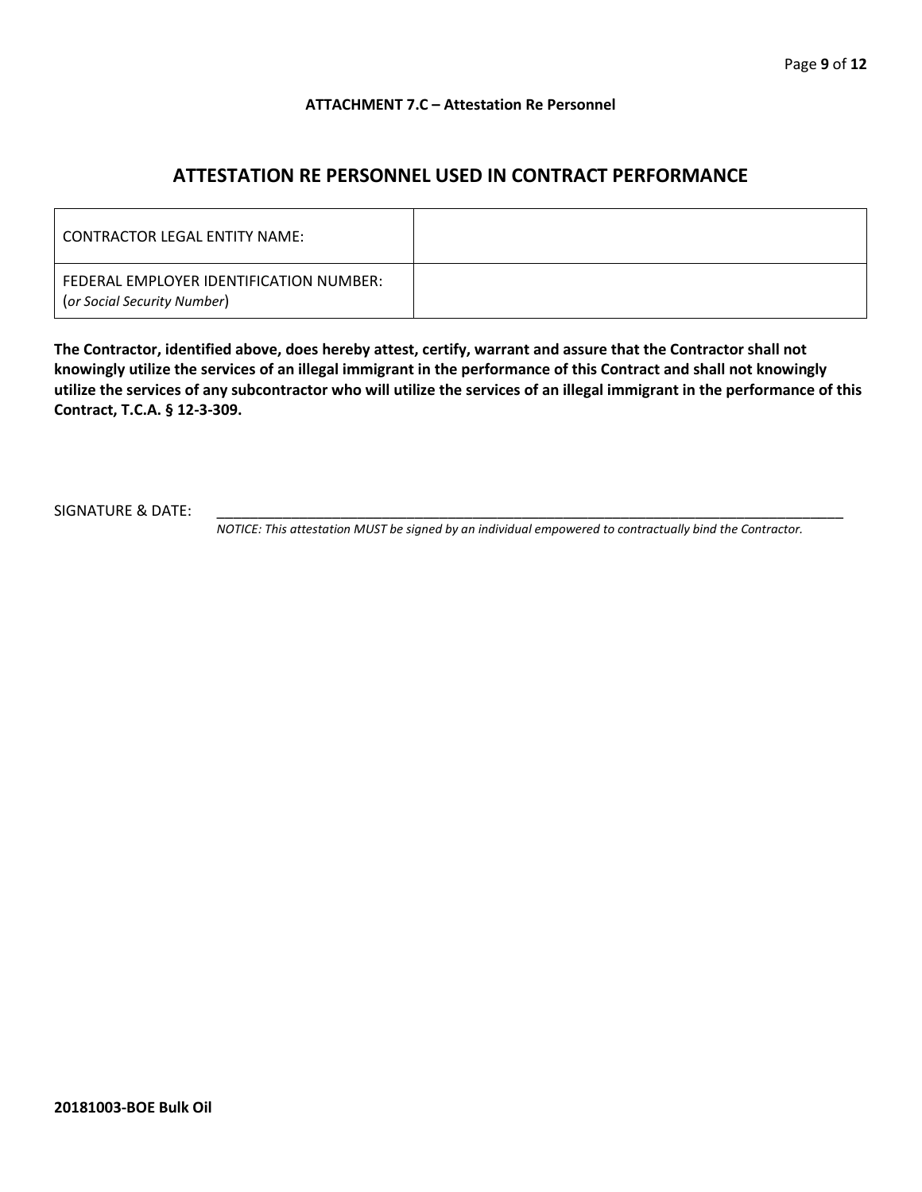**ATTACHMENT 7.C – Attestation Re Personnel**

## ATTESTATION RE PERSONNEL USED IN CONTRACT PERFORMANCE

| CONTRACTOR LEGAL ENTITY NAME: | |
|---|---|
| FEDERAL EMPLOYER IDENTIFICATION NUMBER: (*or Social Security Number*) | |

**The Contractor, identified above, does hereby attest, certify, warrant and assure that the Contractor shall not knowingly utilize the services of an illegal immigrant in the performance of this Contract and shall not knowingly utilize the services of any subcontractor who will utilize the services of an illegal immigrant in the performance of this Contract, T.C.A. § 12-3-309.**

SIGNATURE & DATE: ____________________________________________________________________

*NOTICE: This attestation MUST be signed by an individual empowered to contractually bind the Contractor.*

**20181003-BOE Bulk Oil**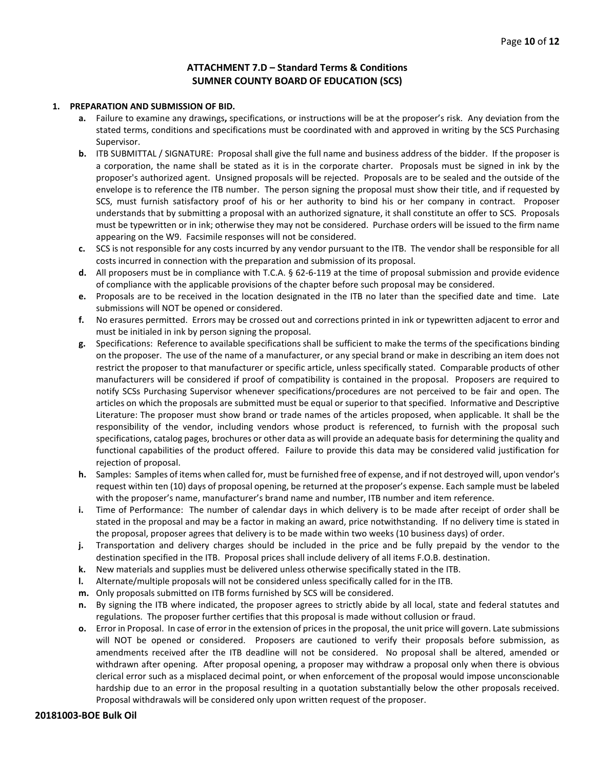## ATTACHMENT 7.D – Standard Terms & Conditions
## SUMNER COUNTY BOARD OF EDUCATION (SCS)

1. **PREPARATION AND SUBMISSION OF BID.**
   - **a.** Failure to examine any drawings**,** specifications, or instructions will be at the proposer's risk. Any deviation from the stated terms, conditions and specifications must be coordinated with and approved in writing by the SCS Purchasing Supervisor.
   - **b.** ITB SUBMITTAL / SIGNATURE: Proposal shall give the full name and business address of the bidder. If the proposer is a corporation, the name shall be stated as it is in the corporate charter. Proposals must be signed in ink by the proposer's authorized agent. Unsigned proposals will be rejected. Proposals are to be sealed and the outside of the envelope is to reference the ITB number. The person signing the proposal must show their title, and if requested by SCS, must furnish satisfactory proof of his or her authority to bind his or her company in contract. Proposer understands that by submitting a proposal with an authorized signature, it shall constitute an offer to SCS. Proposals must be typewritten or in ink; otherwise they may not be considered. Purchase orders will be issued to the firm name appearing on the W9. Facsimile responses will not be considered.
   - **c.** SCS is not responsible for any costs incurred by any vendor pursuant to the ITB. The vendor shall be responsible for all costs incurred in connection with the preparation and submission of its proposal.
   - **d.** All proposers must be in compliance with T.C.A. § 62-6-119 at the time of proposal submission and provide evidence of compliance with the applicable provisions of the chapter before such proposal may be considered.
   - **e.** Proposals are to be received in the location designated in the ITB no later than the specified date and time. Late submissions will NOT be opened or considered.
   - **f.** No erasures permitted. Errors may be crossed out and corrections printed in ink or typewritten adjacent to error and must be initialed in ink by person signing the proposal.
   - **g.** Specifications: Reference to available specifications shall be sufficient to make the terms of the specifications binding on the proposer. The use of the name of a manufacturer, or any special brand or make in describing an item does not restrict the proposer to that manufacturer or specific article, unless specifically stated. Comparable products of other manufacturers will be considered if proof of compatibility is contained in the proposal. Proposers are required to notify SCSs Purchasing Supervisor whenever specifications/procedures are not perceived to be fair and open. The articles on which the proposals are submitted must be equal or superior to that specified. Informative and Descriptive Literature: The proposer must show brand or trade names of the articles proposed, when applicable. It shall be the responsibility of the vendor, including vendors whose product is referenced, to furnish with the proposal such specifications, catalog pages, brochures or other data as will provide an adequate basis for determining the quality and functional capabilities of the product offered. Failure to provide this data may be considered valid justification for rejection of proposal.
   - **h.** Samples: Samples of items when called for, must be furnished free of expense, and if not destroyed will, upon vendor's request within ten (10) days of proposal opening, be returned at the proposer's expense. Each sample must be labeled with the proposer's name, manufacturer's brand name and number, ITB number and item reference.
   - **i.** Time of Performance: The number of calendar days in which delivery is to be made after receipt of order shall be stated in the proposal and may be a factor in making an award, price notwithstanding. If no delivery time is stated in the proposal, proposer agrees that delivery is to be made within two weeks (10 business days) of order.
   - **j.** Transportation and delivery charges should be included in the price and be fully prepaid by the vendor to the destination specified in the ITB. Proposal prices shall include delivery of all items F.O.B. destination.
   - **k.** New materials and supplies must be delivered unless otherwise specifically stated in the ITB.
   - **l.** Alternate/multiple proposals will not be considered unless specifically called for in the ITB.
   - **m.** Only proposals submitted on ITB forms furnished by SCS will be considered.
   - **n.** By signing the ITB where indicated, the proposer agrees to strictly abide by all local, state and federal statutes and regulations. The proposer further certifies that this proposal is made without collusion or fraud.
   - **o.** Error in Proposal. In case of error in the extension of prices in the proposal, the unit price will govern. Late submissions will NOT be opened or considered. Proposers are cautioned to verify their proposals before submission, as amendments received after the ITB deadline will not be considered. No proposal shall be altered, amended or withdrawn after opening. After proposal opening, a proposer may withdraw a proposal only when there is obvious clerical error such as a misplaced decimal point, or when enforcement of the proposal would impose unconscionable hardship due to an error in the proposal resulting in a quotation substantially below the other proposals received. Proposal withdrawals will be considered only upon written request of the proposer.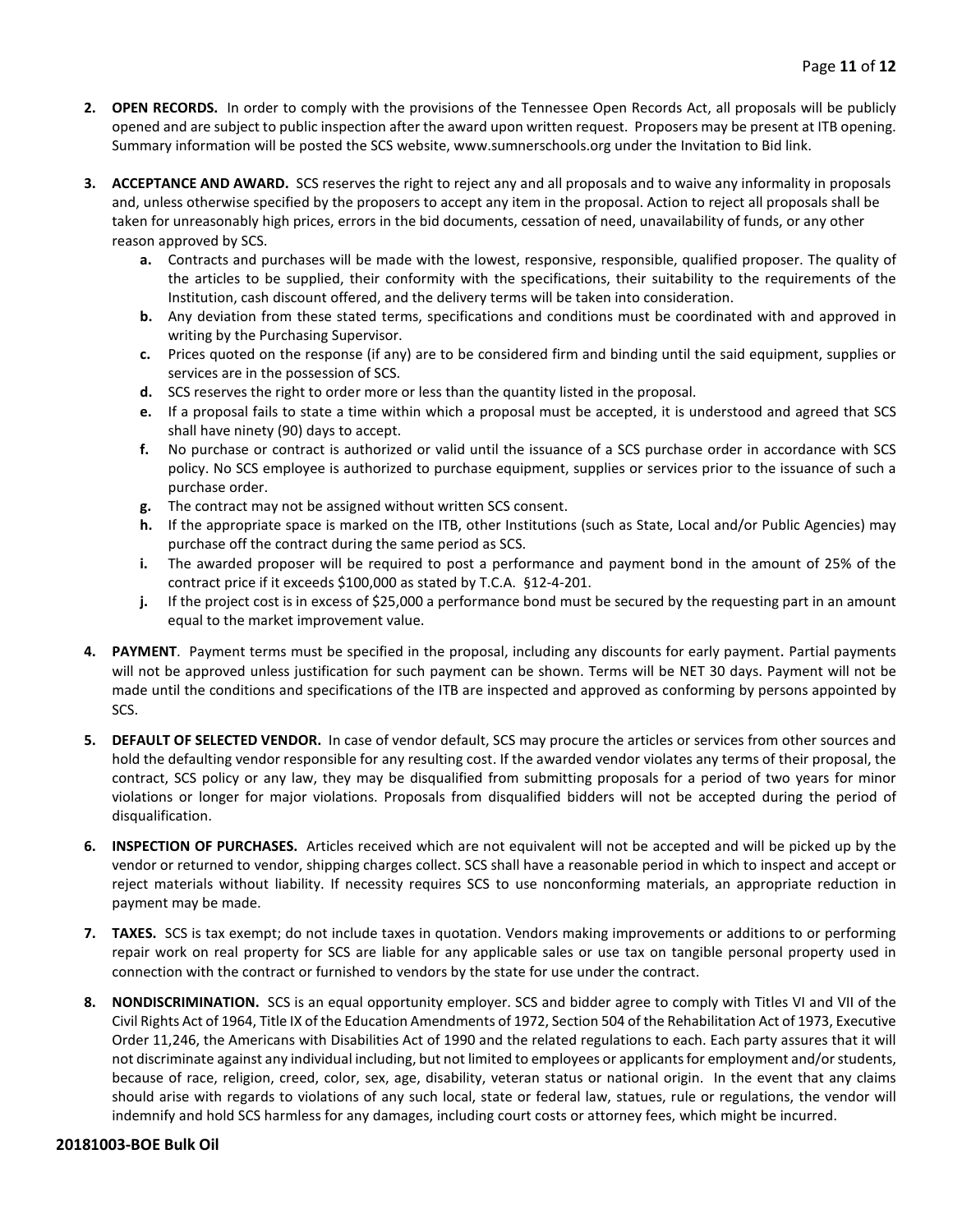2. **OPEN RECORDS.** In order to comply with the provisions of the Tennessee Open Records Act, all proposals will be publicly opened and are subject to public inspection after the award upon written request. Proposers may be present at ITB opening. Summary information will be posted the SCS website, www.sumnerschools.org under the Invitation to Bid link.

3. **ACCEPTANCE AND AWARD.** SCS reserves the right to reject any and all proposals and to waive any informality in proposals and, unless otherwise specified by the proposers to accept any item in the proposal. Action to reject all proposals shall be taken for unreasonably high prices, errors in the bid documents, cessation of need, unavailability of funds, or any other reason approved by SCS.
   - **a.** Contracts and purchases will be made with the lowest, responsive, responsible, qualified proposer. The quality of the articles to be supplied, their conformity with the specifications, their suitability to the requirements of the Institution, cash discount offered, and the delivery terms will be taken into consideration.
   - **b.** Any deviation from these stated terms, specifications and conditions must be coordinated with and approved in writing by the Purchasing Supervisor.
   - **c.** Prices quoted on the response (if any) are to be considered firm and binding until the said equipment, supplies or services are in the possession of SCS.
   - **d.** SCS reserves the right to order more or less than the quantity listed in the proposal.
   - **e.** If a proposal fails to state a time within which a proposal must be accepted, it is understood and agreed that SCS shall have ninety (90) days to accept.
   - **f.** No purchase or contract is authorized or valid until the issuance of a SCS purchase order in accordance with SCS policy. No SCS employee is authorized to purchase equipment, supplies or services prior to the issuance of such a purchase order.
   - **g.** The contract may not be assigned without written SCS consent.
   - **h.** If the appropriate space is marked on the ITB, other Institutions (such as State, Local and/or Public Agencies) may purchase off the contract during the same period as SCS.
   - **i.** The awarded proposer will be required to post a performance and payment bond in the amount of 25% of the contract price if it exceeds $100,000 as stated by T.C.A. §12-4-201.
   - **j.** If the project cost is in excess of $25,000 a performance bond must be secured by the requesting part in an amount equal to the market improvement value.

4. **PAYMENT**. Payment terms must be specified in the proposal, including any discounts for early payment. Partial payments will not be approved unless justification for such payment can be shown. Terms will be NET 30 days. Payment will not be made until the conditions and specifications of the ITB are inspected and approved as conforming by persons appointed by SCS.

5. **DEFAULT OF SELECTED VENDOR.** In case of vendor default, SCS may procure the articles or services from other sources and hold the defaulting vendor responsible for any resulting cost. If the awarded vendor violates any terms of their proposal, the contract, SCS policy or any law, they may be disqualified from submitting proposals for a period of two years for minor violations or longer for major violations. Proposals from disqualified bidders will not be accepted during the period of disqualification.

6. **INSPECTION OF PURCHASES.** Articles received which are not equivalent will not be accepted and will be picked up by the vendor or returned to vendor, shipping charges collect. SCS shall have a reasonable period in which to inspect and accept or reject materials without liability. If necessity requires SCS to use nonconforming materials, an appropriate reduction in payment may be made.

7. **TAXES.** SCS is tax exempt; do not include taxes in quotation. Vendors making improvements or additions to or performing repair work on real property for SCS are liable for any applicable sales or use tax on tangible personal property used in connection with the contract or furnished to vendors by the state for use under the contract.

8. **NONDISCRIMINATION.** SCS is an equal opportunity employer. SCS and bidder agree to comply with Titles VI and VII of the Civil Rights Act of 1964, Title IX of the Education Amendments of 1972, Section 504 of the Rehabilitation Act of 1973, Executive Order 11,246, the Americans with Disabilities Act of 1990 and the related regulations to each. Each party assures that it will not discriminate against any individual including, but not limited to employees or applicants for employment and/or students, because of race, religion, creed, color, sex, age, disability, veteran status or national origin. In the event that any claims should arise with regards to violations of any such local, state or federal law, statues, rule or regulations, the vendor will indemnify and hold SCS harmless for any damages, including court costs or attorney fees, which might be incurred.

**20181003-BOE Bulk Oil**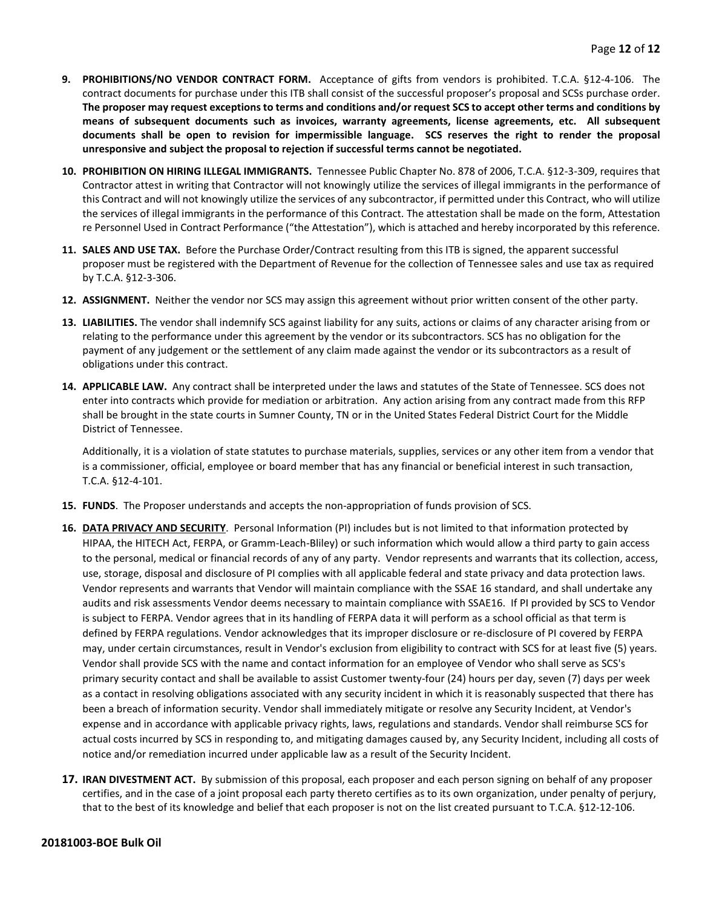9. **PROHIBITIONS/NO VENDOR CONTRACT FORM.** Acceptance of gifts from vendors is prohibited. T.C.A. §12-4-106. The contract documents for purchase under this ITB shall consist of the successful proposer's proposal and SCSs purchase order. **The proposer may request exceptions to terms and conditions and/or request SCS to accept other terms and conditions by means of subsequent documents such as invoices, warranty agreements, license agreements, etc. All subsequent documents shall be open to revision for impermissible language. SCS reserves the right to render the proposal unresponsive and subject the proposal to rejection if successful terms cannot be negotiated.**

10. **PROHIBITION ON HIRING ILLEGAL IMMIGRANTS.** Tennessee Public Chapter No. 878 of 2006, T.C.A. §12-3-309, requires that Contractor attest in writing that Contractor will not knowingly utilize the services of illegal immigrants in the performance of this Contract and will not knowingly utilize the services of any subcontractor, if permitted under this Contract, who will utilize the services of illegal immigrants in the performance of this Contract. The attestation shall be made on the form, Attestation re Personnel Used in Contract Performance ("the Attestation"), which is attached and hereby incorporated by this reference.

11. **SALES AND USE TAX.** Before the Purchase Order/Contract resulting from this ITB is signed, the apparent successful proposer must be registered with the Department of Revenue for the collection of Tennessee sales and use tax as required by T.C.A. §12-3-306.

12. **ASSIGNMENT.** Neither the vendor nor SCS may assign this agreement without prior written consent of the other party.

13. **LIABILITIES.** The vendor shall indemnify SCS against liability for any suits, actions or claims of any character arising from or relating to the performance under this agreement by the vendor or its subcontractors. SCS has no obligation for the payment of any judgement or the settlement of any claim made against the vendor or its subcontractors as a result of obligations under this contract.

14. **APPLICABLE LAW.** Any contract shall be interpreted under the laws and statutes of the State of Tennessee. SCS does not enter into contracts which provide for mediation or arbitration. Any action arising from any contract made from this RFP shall be brought in the state courts in Sumner County, TN or in the United States Federal District Court for the Middle District of Tennessee.

    Additionally, it is a violation of state statutes to purchase materials, supplies, services or any other item from a vendor that is a commissioner, official, employee or board member that has any financial or beneficial interest in such transaction, T.C.A. §12-4-101.

15. **FUNDS**. The Proposer understands and accepts the non-appropriation of funds provision of SCS.

16. **DATA PRIVACY AND SECURITY**. Personal Information (PI) includes but is not limited to that information protected by HIPAA, the HITECH Act, FERPA, or Gramm-Leach-Bliley) or such information which would allow a third party to gain access to the personal, medical or financial records of any of any party. Vendor represents and warrants that its collection, access, use, storage, disposal and disclosure of PI complies with all applicable federal and state privacy and data protection laws. Vendor represents and warrants that Vendor will maintain compliance with the SSAE 16 standard, and shall undertake any audits and risk assessments Vendor deems necessary to maintain compliance with SSAE16. If PI provided by SCS to Vendor is subject to FERPA. Vendor agrees that in its handling of FERPA data it will perform as a school official as that term is defined by FERPA regulations. Vendor acknowledges that its improper disclosure or re-disclosure of PI covered by FERPA may, under certain circumstances, result in Vendor's exclusion from eligibility to contract with SCS for at least five (5) years. Vendor shall provide SCS with the name and contact information for an employee of Vendor who shall serve as SCS's primary security contact and shall be available to assist Customer twenty-four (24) hours per day, seven (7) days per week as a contact in resolving obligations associated with any security incident in which it is reasonably suspected that there has been a breach of information security. Vendor shall immediately mitigate or resolve any Security Incident, at Vendor's expense and in accordance with applicable privacy rights, laws, regulations and standards. Vendor shall reimburse SCS for actual costs incurred by SCS in responding to, and mitigating damages caused by, any Security Incident, including all costs of notice and/or remediation incurred under applicable law as a result of the Security Incident.

17. **IRAN DIVESTMENT ACT.** By submission of this proposal, each proposer and each person signing on behalf of any proposer certifies, and in the case of a joint proposal each party thereto certifies as to its own organization, under penalty of perjury, that to the best of its knowledge and belief that each proposer is not on the list created pursuant to T.C.A. §12-12-106.

**20181003-BOE Bulk Oil**